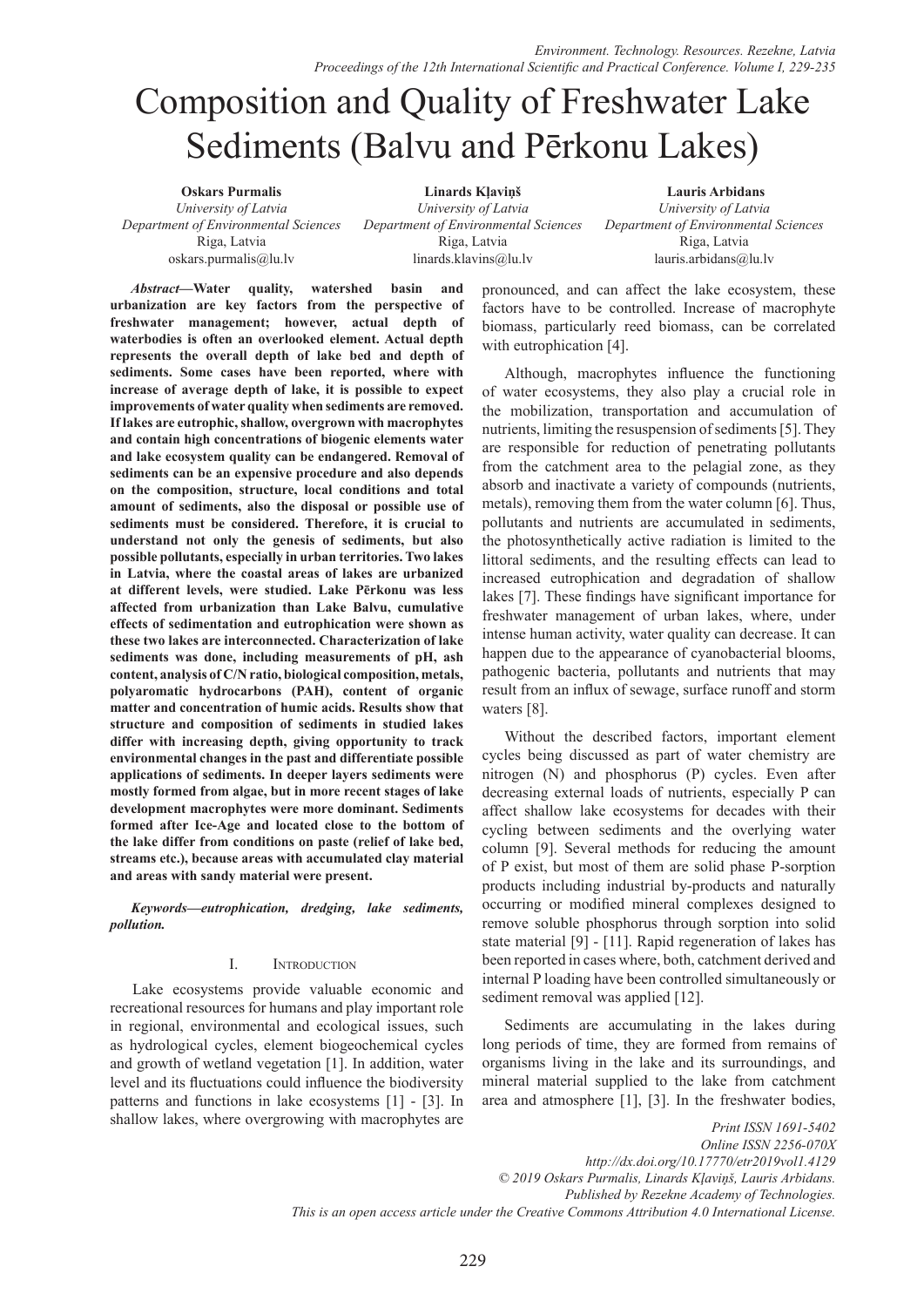# Composition and Quality of Freshwater Lake Sediments (Balvu and Pērkonu Lakes)

**Oskars Purmalis**
*University of Latvia*
*Department of Environmental Sciences*
Riga, Latvia
oskars.purmalis@lu.lv

**Linards Kļaviņš**
*University of Latvia*
*Department of Environmental Sciences*
Riga, Latvia
linards.klavins@lu.lv

**Lauris Arbidans**
*University of Latvia*
*Department of Environmental Sciences*
Riga, Latvia
lauris.arbidans@lu.lv

***Abstract*—Water quality, watershed basin and urbanization are key factors from the perspective of freshwater management; however, actual depth of waterbodies is often an overlooked element. Actual depth represents the overall depth of lake bed and depth of sediments. Some cases have been reported, where with increase of average depth of lake, it is possible to expect improvements of water quality when sediments are removed. If lakes are eutrophic, shallow, overgrown with macrophytes and contain high concentrations of biogenic elements water and lake ecosystem quality can be endangered. Removal of sediments can be an expensive procedure and also depends on the composition, structure, local conditions and total amount of sediments, also the disposal or possible use of sediments must be considered. Therefore, it is crucial to understand not only the genesis of sediments, but also possible pollutants, especially in urban territories. Two lakes in Latvia, where the coastal areas of lakes are urbanized at different levels, were studied. Lake Pērkonu was less affected from urbanization than Lake Balvu, cumulative effects of sedimentation and eutrophication were shown as these two lakes are interconnected. Characterization of lake sediments was done, including measurements of pH, ash content, analysis of C/N ratio, biological composition, metals, polyaromatic hydrocarbons (PAH), content of organic matter and concentration of humic acids. Results show that structure and composition of sediments in studied lakes differ with increasing depth, giving opportunity to track environmental changes in the past and differentiate possible applications of sediments. In deeper layers sediments were mostly formed from algae, but in more recent stages of lake development macrophytes were more dominant. Sediments formed after Ice-Age and located close to the bottom of the lake differ from conditions on paste (relief of lake bed, streams etc.), because areas with accumulated clay material and areas with sandy material were present.**

***Keywords*—eutrophication, dredging, lake sediments, pollution.**

## I. Introduction

Lake ecosystems provide valuable economic and recreational resources for humans and play important role in regional, environmental and ecological issues, such as hydrological cycles, element biogeochemical cycles and growth of wetland vegetation [1]. In addition, water level and its fluctuations could influence the biodiversity patterns and functions in lake ecosystems [1] - [3]. In shallow lakes, where overgrowing with macrophytes are pronounced, and can affect the lake ecosystem, these factors have to be controlled. Increase of macrophyte biomass, particularly reed biomass, can be correlated with eutrophication [4].

Although, macrophytes influence the functioning of water ecosystems, they also play a crucial role in the mobilization, transportation and accumulation of nutrients, limiting the resuspension of sediments [5]. They are responsible for reduction of penetrating pollutants from the catchment area to the pelagial zone, as they absorb and inactivate a variety of compounds (nutrients, metals), removing them from the water column [6]. Thus, pollutants and nutrients are accumulated in sediments, the photosynthetically active radiation is limited to the littoral sediments, and the resulting effects can lead to increased eutrophication and degradation of shallow lakes [7]. These findings have significant importance for freshwater management of urban lakes, where, under intense human activity, water quality can decrease. It can happen due to the appearance of cyanobacterial blooms, pathogenic bacteria, pollutants and nutrients that may result from an influx of sewage, surface runoff and storm waters [8].

Without the described factors, important element cycles being discussed as part of water chemistry are nitrogen (N) and phosphorus (P) cycles. Even after decreasing external loads of nutrients, especially P can affect shallow lake ecosystems for decades with their cycling between sediments and the overlying water column [9]. Several methods for reducing the amount of P exist, but most of them are solid phase P-sorption products including industrial by-products and naturally occurring or modified mineral complexes designed to remove soluble phosphorus through sorption into solid state material [9] - [11]. Rapid regeneration of lakes has been reported in cases where, both, catchment derived and internal P loading have been controlled simultaneously or sediment removal was applied [12].

Sediments are accumulating in the lakes during long periods of time, they are formed from remains of organisms living in the lake and its surroundings, and mineral material supplied to the lake from catchment area and atmosphere [1], [3]. In the freshwater bodies,

*Print ISSN 1691-5402*
*Online ISSN 2256-070X*
*http://dx.doi.org/10.17770/etr2019vol1.4129*
*© 2019 Oskars Purmalis, Linards Kļaviņš, Lauris Arbidans.*
*Published by Rezekne Academy of Technologies.*
*This is an open access article under the Creative Commons Attribution 4.0 International License.*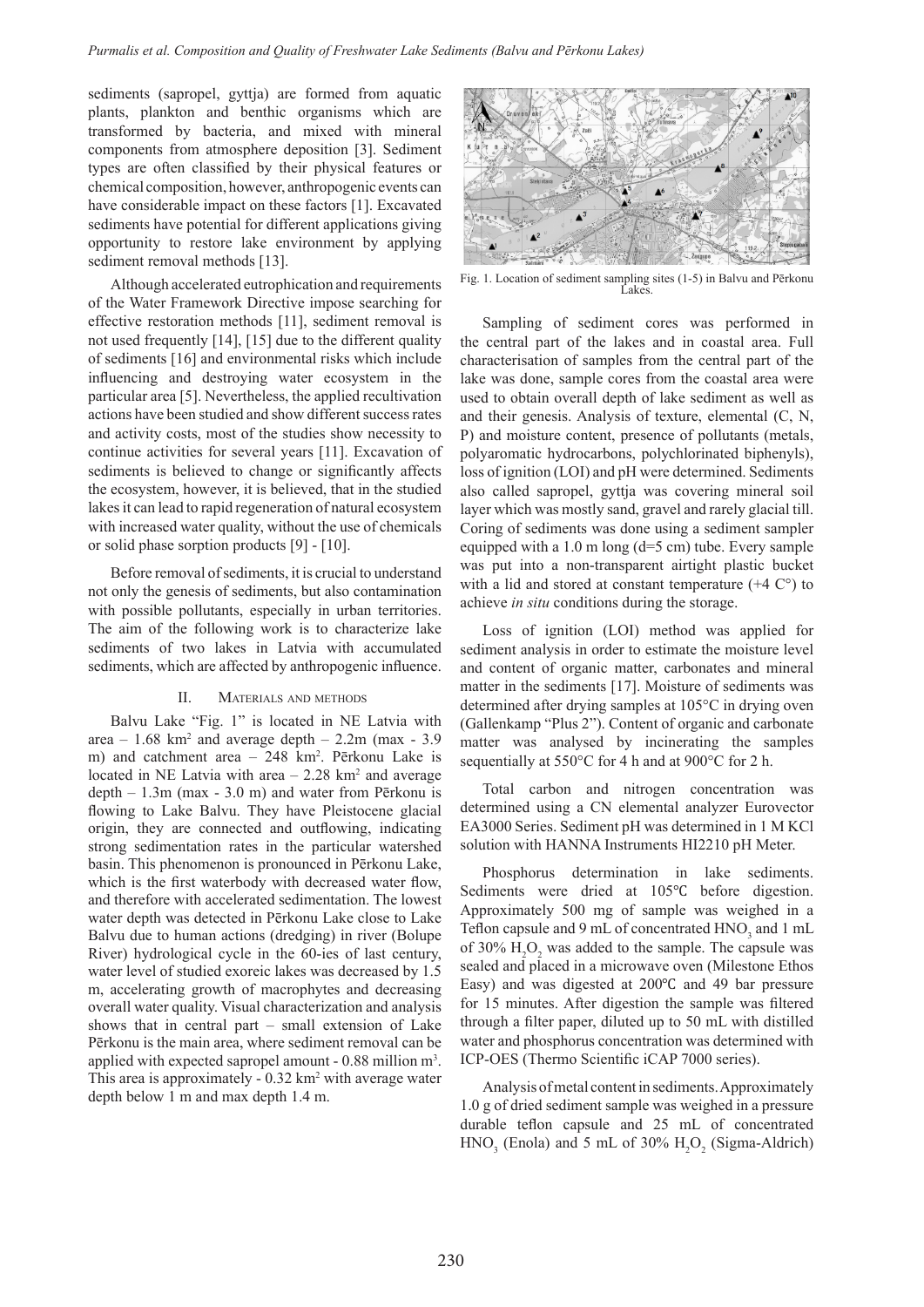sediments (sapropel, gyttja) are formed from aquatic plants, plankton and benthic organisms which are transformed by bacteria, and mixed with mineral components from atmosphere deposition [3]. Sediment types are often classified by their physical features or chemical composition, however, anthropogenic events can have considerable impact on these factors [1]. Excavated sediments have potential for different applications giving opportunity to restore lake environment by applying sediment removal methods [13].

Although accelerated eutrophication and requirements of the Water Framework Directive impose searching for effective restoration methods [11], sediment removal is not used frequently [14], [15] due to the different quality of sediments [16] and environmental risks which include influencing and destroying water ecosystem in the particular area [5]. Nevertheless, the applied recultivation actions have been studied and show different success rates and activity costs, most of the studies show necessity to continue activities for several years [11]. Excavation of sediments is believed to change or significantly affects the ecosystem, however, it is believed, that in the studied lakes it can lead to rapid regeneration of natural ecosystem with increased water quality, without the use of chemicals or solid phase sorption products [9] - [10].

Before removal of sediments, it is crucial to understand not only the genesis of sediments, but also contamination with possible pollutants, especially in urban territories. The aim of the following work is to characterize lake sediments of two lakes in Latvia with accumulated sediments, which are affected by anthropogenic influence.

## II. Materials and methods

Balvu Lake "Fig. 1" is located in NE Latvia with area – 1.68 km$^2$ and average depth – 2.2m (max - 3.9 m) and catchment area – 248 km$^2$. Pērkonu Lake is located in NE Latvia with area – 2.28 km$^2$ and average depth – 1.3m (max - 3.0 m) and water from Pērkonu is flowing to Lake Balvu. They have Pleistocene glacial origin, they are connected and outflowing, indicating strong sedimentation rates in the particular watershed basin. This phenomenon is pronounced in Pērkonu Lake, which is the first waterbody with decreased water flow, and therefore with accelerated sedimentation. The lowest water depth was detected in Pērkonu Lake close to Lake Balvu due to human actions (dredging) in river (Bolupe River) hydrological cycle in the 60-ies of last century, water level of studied exoreic lakes was decreased by 1.5 m, accelerating growth of macrophytes and decreasing overall water quality. Visual characterization and analysis shows that in central part – small extension of Lake Pērkonu is the main area, where sediment removal can be applied with expected sapropel amount - 0.88 million m$^3$. This area is approximately - 0.32 km$^2$ with average water depth below 1 m and max depth 1.4 m.

Fig. 1. Location of sediment sampling sites (1-5) in Balvu and Pērkonu Lakes.

Sampling of sediment cores was performed in the central part of the lakes and in coastal area. Full characterisation of samples from the central part of the lake was done, sample cores from the coastal area were used to obtain overall depth of lake sediment as well as and their genesis. Analysis of texture, elemental (C, N, P) and moisture content, presence of pollutants (metals, polyaromatic hydrocarbons, polychlorinated biphenyls), loss of ignition (LOI) and pH were determined. Sediments also called sapropel, gyttja was covering mineral soil layer which was mostly sand, gravel and rarely glacial till. Coring of sediments was done using a sediment sampler equipped with a 1.0 m long (d=5 cm) tube. Every sample was put into a non-transparent airtight plastic bucket with a lid and stored at constant temperature (+4 C°) to achieve *in situ* conditions during the storage.

Loss of ignition (LOI) method was applied for sediment analysis in order to estimate the moisture level and content of organic matter, carbonates and mineral matter in the sediments [17]. Moisture of sediments was determined after drying samples at 105°C in drying oven (Gallenkamp "Plus 2"). Content of organic and carbonate matter was analysed by incinerating the samples sequentially at 550°C for 4 h and at 900°C for 2 h.

Total carbon and nitrogen concentration was determined using a CN elemental analyzer Eurovector EA3000 Series. Sediment pH was determined in 1 M KCl solution with HANNA Instruments HI2210 pH Meter.

Phosphorus determination in lake sediments. Sediments were dried at 105℃ before digestion. Approximately 500 mg of sample was weighed in a Teflon capsule and 9 mL of concentrated $HNO_3$ and 1 mL of 30% $H_2O_2$ was added to the sample. The capsule was sealed and placed in a microwave oven (Milestone Ethos Easy) and was digested at 200℃ and 49 bar pressure for 15 minutes. After digestion the sample was filtered through a filter paper, diluted up to 50 mL with distilled water and phosphorus concentration was determined with ICP-OES (Thermo Scientific iCAP 7000 series).

Analysis of metal content in sediments. Approximately 1.0 g of dried sediment sample was weighed in a pressure durable teflon capsule and 25 mL of concentrated $HNO_3$ (Enola) and 5 mL of 30% $H_2O_2$ (Sigma-Aldrich)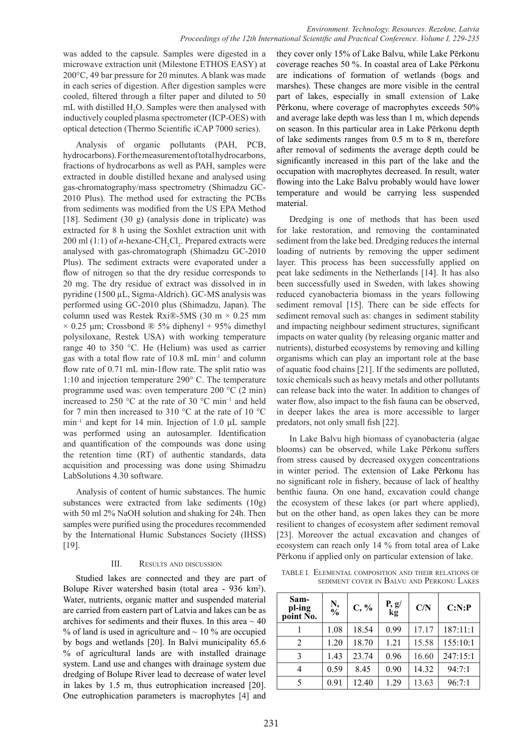was added to the capsule. Samples were digested in a microwave extraction unit (Milestone ETHOS EASY) at 200°C, 49 bar pressure for 20 minutes. A blank was made in each series of digestion. After digestion samples were cooled, filtered through a filter paper and diluted to 50 mL with distilled $H_2O$. Samples were then analysed with inductively coupled plasma spectrometer (ICP-OES) with optical detection (Thermo Scientific iCAP 7000 series).

Analysis of organic pollutants (PAH, PCB, hydrocarbons). For the measurement of total hydrocarbons, fractions of hydrocarbons as well as PAH, samples were extracted in double distilled hexane and analysed using gas-chromatography/mass spectrometry (Shimadzu GC-2010 Plus). The method used for extracting the PCBs from sediments was modified from the US EPA Method [18]. Sediment (30 g) (analysis done in triplicate) was extracted for 8 h using the Soxhlet extraction unit with 200 ml (1:1) of *n*-hexane-$CH_2Cl_2$. Prepared extracts were analysed with gas-chromatograph (Shimadzu GC-2010 Plus). The sediment extracts were evaporated under a flow of nitrogen so that the dry residue corresponds to 20 mg. The dry residue of extract was dissolved in in pyridine (1500 µL, Sigma-Aldrich). GC-MS analysis was performed using GC-2010 plus (Shimadzu, Japan). The column used was Restek Rxi®-5MS (30 m × 0.25 mm × 0.25 µm; Crossbond ® 5% diphenyl + 95% dimethyl polysiloxane, Restek USA) with working temperature range 40 to 350 °C. He (Helium) was used as carrier gas with a total flow rate of 10.8 mL min$^{-1}$ and column flow rate of 0.71 mL min-1flow rate. The split ratio was 1:10 and injection temperature 290° C. The temperature programme used was: oven temperature 200 °C (2 min) increased to 250 °C at the rate of 30 °C min$^{-1}$ and held for 7 min then increased to 310 °C at the rate of 10 °C min$^{-1}$ and kept for 14 min. Injection of 1.0 µL sample was performed using an autosampler. Identification and quantification of the compounds was done using the retention time (RT) of authentic standards, data acquisition and processing was done using Shimadzu LabSolutions 4.30 software.

Analysis of content of humic substances. The humic substances were extracted from lake sediments (10g) with 50 ml 2% NaOH solution and shaking for 24h. Then samples were purified using the procedures recommended by the International Humic Substances Society (IHSS) [19].

## III. Results and discussion

Studied lakes are connected and they are part of Bolupe River watershed basin (total area - 936 km$^2$). Water, nutrients, organic matter and suspended material are carried from eastern part of Latvia and lakes can be as archives for sediments and their fluxes. In this area ~ 40 % of land is used in agriculture and ~ 10 % are occupied by bogs and wetlands [20]. In Balvi municipality 65.6 % of agricultural lands are with installed drainage system. Land use and changes with drainage system due dredging of Bolupe River lead to decrease of water level in lakes by 1.5 m, thus eutrophication increased [20]. One eutrophication parameters is macrophytes [4] and they cover only 15% of Lake Balvu, while Lake Pērkonu coverage reaches 50 %. In coastal area of Lake Pērkonu are indications of formation of wetlands (bogs and marshes). These changes are more visible in the central part of lakes, especially in small extension of Lake Pērkonu, where coverage of macrophytes exceeds 50% and average lake depth was less than 1 m, which depends on season. In this particular area in Lake Pērkonu depth of lake sediments ranges from 0.5 m to 8 m, therefore after removal of sediments the average depth could be significantly increased in this part of the lake and the occupation with macrophytes decreased. In result, water flowing into the Lake Balvu probably would have lower temperature and would be carrying less suspended material.

Dredging is one of methods that has been used for lake restoration, and removing the contaminated sediment from the lake bed. Dredging reduces the internal loading of nutrients by removing the upper sediment layer. This process has been successfully applied on peat lake sediments in the Netherlands [14]. It has also been successfully used in Sweden, with lakes showing reduced cyanobacteria biomass in the years following sediment removal [15]. There can be side effects for sediment removal such as: changes in sediment stability and impacting neighbour sediment structures, significant impacts on water quality (by releasing organic matter and nutrients), disturbed ecosystems by removing and killing organisms which can play an important role at the base of aquatic food chains [21]. If the sediments are polluted, toxic chemicals such as heavy metals and other pollutants can release back into the water. In addition to changes of water flow, also impact to the fish fauna can be observed, in deeper lakes the area is more accessible to larger predators, not only small fish [22].

In Lake Balvu high biomass of cyanobacteria (algae blooms) can be observed, while Lake Pērkonu suffers from stress caused by decreased oxygen concentrations in winter period. The extension of Lake Pērkonu has no significant role in fishery, because of lack of healthy benthic fauna. On one hand, excavation could change the ecosystem of these lakes (or part where applied), but on the other hand, as open lakes they can be more resilient to changes of ecosystem after sediment removal [23]. Moreover the actual excavation and changes of ecosystem can reach only 14 % from total area of Lake Pērkonu if applied only on particular extension of lake.

Table I. Elemental composition and their relations of sediment cover in Balvu and Perkonu Lakes

| Sampling point No. | N, % | C, % | P, g/kg | C/N | C:N:P |
|---|---|---|---|---|---|
| 1 | 1.08 | 18.54 | 0.99 | 17.17 | 187:11:1 |
| 2 | 1.20 | 18.70 | 1.21 | 15.58 | 155:10:1 |
| 3 | 1.43 | 23.74 | 0.96 | 16.60 | 247:15:1 |
| 4 | 0.59 | 8.45 | 0.90 | 14.32 | 94:7:1 |
| 5 | 0.91 | 12.40 | 1.29 | 13.63 | 96:7:1 |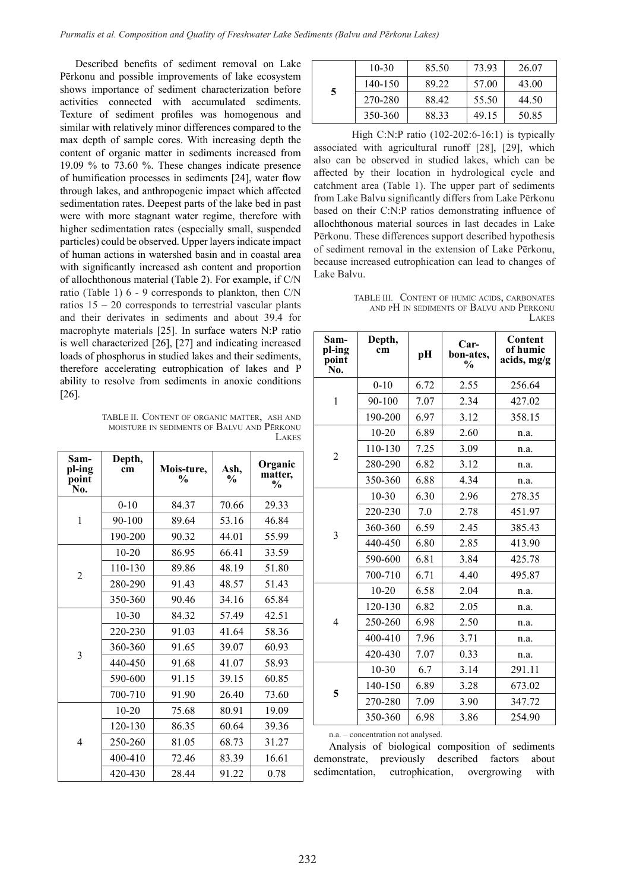Described benefits of sediment removal on Lake Pērkonu and possible improvements of lake ecosystem shows importance of sediment characterization before activities connected with accumulated sediments. Texture of sediment profiles was homogenous and similar with relatively minor differences compared to the max depth of sample cores. With increasing depth the content of organic matter in sediments increased from 19.09 % to 73.60 %. These changes indicate presence of humification processes in sediments [24], water flow through lakes, and anthropogenic impact which affected sedimentation rates. Deepest parts of the lake bed in past were with more stagnant water regime, therefore with higher sedimentation rates (especially small, suspended particles) could be observed. Upper layers indicate impact of human actions in watershed basin and in coastal area with significantly increased ash content and proportion of allochthonous material (Table 2). For example, if C/N ratio (Table 1) 6 - 9 corresponds to plankton, then C/N ratios 15 – 20 corresponds to terrestrial vascular plants and their derivates in sediments and about 39.4 for macrophyte materials [25]. In surface waters N:P ratio is well characterized [26], [27] and indicating increased loads of phosphorus in studied lakes and their sediments, therefore accelerating eutrophication of lakes and P ability to resolve from sediments in anoxic conditions [26].

TABLE II. Content of organic matter, ash and moisture in sediments of Balvu and Pērkonu Lakes

| Sampling point No. | Depth, cm | Moisture, % | Ash, % | Organic matter, % |
|---|---|---|---|---|
| 1 | 0-10 | 84.37 | 70.66 | 29.33 |
| | 90-100 | 89.64 | 53.16 | 46.84 |
| | 190-200 | 90.32 | 44.01 | 55.99 |
| 2 | 10-20 | 86.95 | 66.41 | 33.59 |
| | 110-130 | 89.86 | 48.19 | 51.80 |
| | 280-290 | 91.43 | 48.57 | 51.43 |
| | 350-360 | 90.46 | 34.16 | 65.84 |
| 3 | 10-30 | 84.32 | 57.49 | 42.51 |
| | 220-230 | 91.03 | 41.64 | 58.36 |
| | 360-360 | 91.65 | 39.07 | 60.93 |
| | 440-450 | 91.68 | 41.07 | 58.93 |
| | 590-600 | 91.15 | 39.15 | 60.85 |
| | 700-710 | 91.90 | 26.40 | 73.60 |
| 4 | 10-20 | 75.68 | 80.91 | 19.09 |
| | 120-130 | 86.35 | 60.64 | 39.36 |
| | 250-260 | 81.05 | 68.73 | 31.27 |
| | 400-410 | 72.46 | 83.39 | 16.61 |
| | 420-430 | 28.44 | 91.22 | 0.78 |
| **5** | 10-30 | 85.50 | 73.93 | 26.07 |
| | 140-150 | 89.22 | 57.00 | 43.00 |
| | 270-280 | 88.42 | 55.50 | 44.50 |
| | 350-360 | 88.33 | 49.15 | 50.85 |

High C:N:P ratio (102-202:6-16:1) is typically associated with agricultural runoff [28], [29], which also can be observed in studied lakes, which can be affected by their location in hydrological cycle and catchment area (Table 1). The upper part of sediments from Lake Balvu significantly differs from Lake Pērkonu based on their C:N:P ratios demonstrating influence of allochthonous material sources in last decades in Lake Pērkonu. These differences support described hypothesis of sediment removal in the extension of Lake Pērkonu, because increased eutrophication can lead to changes of Lake Balvu.

TABLE III. Content of humic acids, carbonates and pH in sediments of Balvu and Perkonu Lakes

| Sampling point No. | Depth, cm | pH | Carbonates, % | Content of humic acids, mg/g |
|---|---|---|---|---|
| 1 | 0-10 | 6.72 | 2.55 | 256.64 |
| | 90-100 | 7.07 | 2.34 | 427.02 |
| | 190-200 | 6.97 | 3.12 | 358.15 |
| 2 | 10-20 | 6.89 | 2.60 | n.a. |
| | 110-130 | 7.25 | 3.09 | n.a. |
| | 280-290 | 6.82 | 3.12 | n.a. |
| | 350-360 | 6.88 | 4.34 | n.a. |
| 3 | 10-30 | 6.30 | 2.96 | 278.35 |
| | 220-230 | 7.0 | 2.78 | 451.97 |
| | 360-360 | 6.59 | 2.45 | 385.43 |
| | 440-450 | 6.80 | 2.85 | 413.90 |
| | 590-600 | 6.81 | 3.84 | 425.78 |
| | 700-710 | 6.71 | 4.40 | 495.87 |
| 4 | 10-20 | 6.58 | 2.04 | n.a. |
| | 120-130 | 6.82 | 2.05 | n.a. |
| | 250-260 | 6.98 | 2.50 | n.a. |
| | 400-410 | 7.96 | 3.71 | n.a. |
| | 420-430 | 7.07 | 0.33 | n.a. |
| **5** | 10-30 | 6.7 | 3.14 | 291.11 |
| | 140-150 | 6.89 | 3.28 | 673.02 |
| | 270-280 | 7.09 | 3.90 | 347.72 |
| | 350-360 | 6.98 | 3.86 | 254.90 |

n.a. – concentration not analysed.

Analysis of biological composition of sediments demonstrate, previously described factors about sedimentation, eutrophication, overgrowing with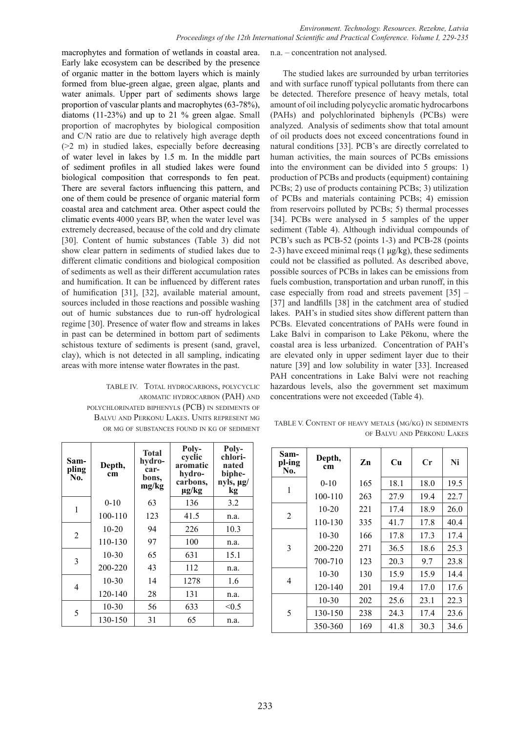macrophytes and formation of wetlands in coastal area. Early lake ecosystem can be described by the presence of organic matter in the bottom layers which is mainly formed from blue-green algae, green algae, plants and water animals. Upper part of sediments shows large proportion of vascular plants and macrophytes (63-78%), diatoms (11-23%) and up to 21 % green algae. Small proportion of macrophytes by biological composition and C/N ratio are due to relatively high average depth (>2 m) in studied lakes, especially before decreasing of water level in lakes by 1.5 m. In the middle part of sediment profiles in all studied lakes were found biological composition that corresponds to fen peat. There are several factors influencing this pattern, and one of them could be presence of organic material form coastal area and catchment area. Other aspect could the climatic events 4000 years BP, when the water level was extremely decreased, because of the cold and dry climate [30]. Content of humic substances (Table 3) did not show clear pattern in sediments of studied lakes due to different climatic conditions and biological composition of sediments as well as their different accumulation rates and humification. It can be influenced by different rates of humification [31], [32], available material amount, sources included in those reactions and possible washing out of humic substances due to run-off hydrological regime [30]. Presence of water flow and streams in lakes in past can be determined in bottom part of sediments schistous texture of sediments is present (sand, gravel, clay), which is not detected in all sampling, indicating areas with more intense water flowrates in the past.

TABLE IV. Total hydrocarbons, polycyclic aromatic hydrocarbon (PAH) and polychlorinated biphenyls (PCB) in sediments of Balvu and Perkonu Lakes. Units represent mg or mg of substances found in kg of sediment

| Sampling No. | Depth, cm | Total hydrocarbons, mg/kg | Polycyclic aromatic hydrocarbons, µg/kg | Polychlorinated biphenyls, µg/kg |
|---|---|---|---|---|
| 1 | 0-10 | 63 | 136 | 3.2 |
| | 100-110 | 123 | 41.5 | n.a. |
| 2 | 10-20 | 94 | 226 | 10.3 |
| | 110-130 | 97 | 100 | n.a. |
| 3 | 10-30 | 65 | 631 | 15.1 |
| | 200-220 | 43 | 112 | n.a. |
| 4 | 10-30 | 14 | 1278 | 1.6 |
| | 120-140 | 28 | 131 | n.a. |
| 5 | 10-30 | 56 | 633 | <0.5 |
| | 130-150 | 31 | 65 | n.a. |

n.a. – concentration not analysed.

The studied lakes are surrounded by urban territories and with surface runoff typical pollutants from there can be detected. Therefore presence of heavy metals, total amount of oil including polycyclic aromatic hydrocarbons (PAHs) and polychlorinated biphenyls (PCBs) were analyzed. Analysis of sediments show that total amount of oil products does not exceed concentrations found in natural conditions [33]. PCB's are directly correlated to human activities, the main sources of PCBs emissions into the environment can be divided into 5 groups: 1) production of PCBs and products (equipment) containing PCBs; 2) use of products containing PCBs; 3) utilization of PCBs and materials containing PCBs; 4) emission from reservoirs polluted by PCBs; 5) thermal processes [34]. PCBs were analysed in 5 samples of the upper sediment (Table 4). Although individual compounds of PCB's such as PCB-52 (points 1-3) and PCB-28 (points 2-3) have exceed minimal reqs (1 µg/kg), these sediments could not be classified as polluted. As described above, possible sources of PCBs in lakes can be emissions from fuels combustion, transportation and urban runoff, in this case especially from road and streets pavement [35] – [37] and landfills [38] in the catchment area of studied lakes. PAH's in studied sites show different pattern than PCBs. Elevated concentrations of PAHs were found in Lake Balvi in comparison to Lake Pēkonu, where the coastal area is less urbanized. Concentration of PAH's are elevated only in upper sediment layer due to their nature [39] and low solubility in water [33]. Increased PAH concentrations in Lake Balvi were not reaching hazardous levels, also the government set maximum concentrations were not exceeded (Table 4).

TABLE V. Content of heavy metals (mg/kg) in sediments of Balvu and Pērkonu Lakes

| Sampl-ing No. | Depth, cm | Zn | Cu | Cr | Ni |
|---|---|---|---|---|---|
| 1 | 0-10 | 165 | 18.1 | 18.0 | 19.5 |
| | 100-110 | 263 | 27.9 | 19.4 | 22.7 |
| 2 | 10-20 | 221 | 17.4 | 18.9 | 26.0 |
| | 110-130 | 335 | 41.7 | 17.8 | 40.4 |
| 3 | 10-30 | 166 | 17.8 | 17.3 | 17.4 |
| | 200-220 | 271 | 36.5 | 18.6 | 25.3 |
| | 700-710 | 123 | 20.3 | 9.7 | 23.8 |
| 4 | 10-30 | 130 | 15.9 | 15.9 | 14.4 |
| | 120-140 | 201 | 19.4 | 17.0 | 17.6 |
| 5 | 10-30 | 202 | 25.6 | 23.1 | 22.3 |
| | 130-150 | 238 | 24.3 | 17.4 | 23.6 |
| | 350-360 | 169 | 41.8 | 30.3 | 34.6 |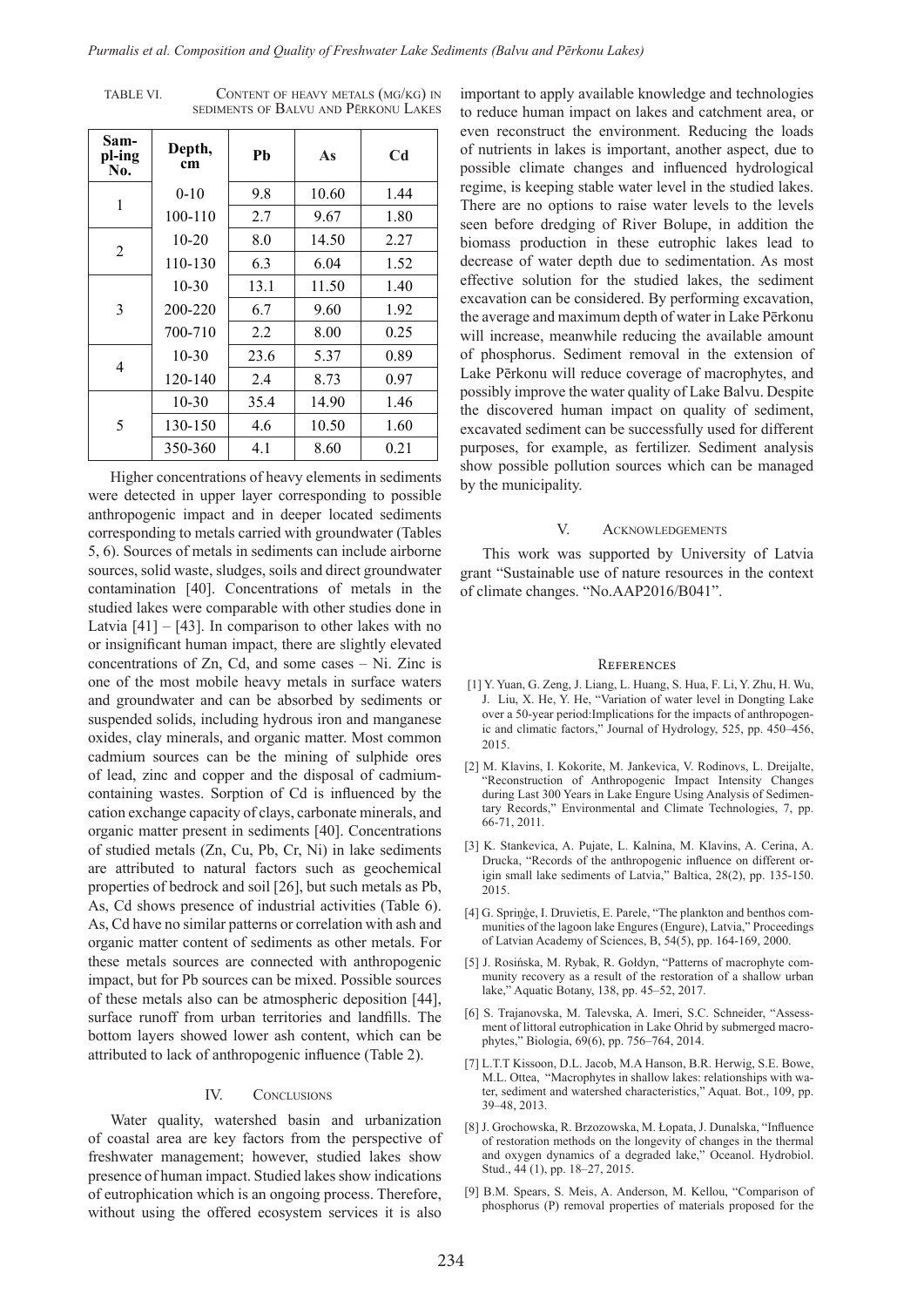TABLE VI. CONTENT OF HEAVY METALS (MG/KG) IN SEDIMENTS OF BALVU AND PĒRKONU LAKES

| Sampl-ing No. | Depth, cm | Pb | As | Cd |
|---|---|---|---|---|
| 1 | 0-10 | 9.8 | 10.60 | 1.44 |
| | 100-110 | 2.7 | 9.67 | 1.80 |
| 2 | 10-20 | 8.0 | 14.50 | 2.27 |
| | 110-130 | 6.3 | 6.04 | 1.52 |
| 3 | 10-30 | 13.1 | 11.50 | 1.40 |
| | 200-220 | 6.7 | 9.60 | 1.92 |
| | 700-710 | 2.2 | 8.00 | 0.25 |
| 4 | 10-30 | 23.6 | 5.37 | 0.89 |
| | 120-140 | 2.4 | 8.73 | 0.97 |
| 5 | 10-30 | 35.4 | 14.90 | 1.46 |
| | 130-150 | 4.6 | 10.50 | 1.60 |
| | 350-360 | 4.1 | 8.60 | 0.21 |

Higher concentrations of heavy elements in sediments were detected in upper layer corresponding to possible anthropogenic impact and in deeper located sediments corresponding to metals carried with groundwater (Tables 5, 6). Sources of metals in sediments can include airborne sources, solid waste, sludges, soils and direct groundwater contamination [40]. Concentrations of metals in the studied lakes were comparable with other studies done in Latvia [41] – [43]. In comparison to other lakes with no or insignificant human impact, there are slightly elevated concentrations of Zn, Cd, and some cases – Ni. Zinc is one of the most mobile heavy metals in surface waters and groundwater and can be absorbed by sediments or suspended solids, including hydrous iron and manganese oxides, clay minerals, and organic matter. Most common cadmium sources can be the mining of sulphide ores of lead, zinc and copper and the disposal of cadmium-containing wastes. Sorption of Cd is influenced by the cation exchange capacity of clays, carbonate minerals, and organic matter present in sediments [40]. Concentrations of studied metals (Zn, Cu, Pb, Cr, Ni) in lake sediments are attributed to natural factors such as geochemical properties of bedrock and soil [26], but such metals as Pb, As, Cd shows presence of industrial activities (Table 6). As, Cd have no similar patterns or correlation with ash and organic matter content of sediments as other metals. For these metals sources are connected with anthropogenic impact, but for Pb sources can be mixed. Possible sources of these metals also can be atmospheric deposition [44], surface runoff from urban territories and landfills. The bottom layers showed lower ash content, which can be attributed to lack of anthropogenic influence (Table 2).

## IV. CONCLUSIONS

Water quality, watershed basin and urbanization of coastal area are key factors from the perspective of freshwater management; however, studied lakes show presence of human impact. Studied lakes show indications of eutrophication which is an ongoing process. Therefore, without using the offered ecosystem services it is also important to apply available knowledge and technologies to reduce human impact on lakes and catchment area, or even reconstruct the environment. Reducing the loads of nutrients in lakes is important, another aspect, due to possible climate changes and influenced hydrological regime, is keeping stable water level in the studied lakes. There are no options to raise water levels to the levels seen before dredging of River Bolupe, in addition the biomass production in these eutrophic lakes lead to decrease of water depth due to sedimentation. As most effective solution for the studied lakes, the sediment excavation can be considered. By performing excavation, the average and maximum depth of water in Lake Pērkonu will increase, meanwhile reducing the available amount of phosphorus. Sediment removal in the extension of Lake Pērkonu will reduce coverage of macrophytes, and possibly improve the water quality of Lake Balvu. Despite the discovered human impact on quality of sediment, excavated sediment can be successfully used for different purposes, for example, as fertilizer. Sediment analysis show possible pollution sources which can be managed by the municipality.

## V. ACKNOWLEDGEMENTS

This work was supported by University of Latvia grant "Sustainable use of nature resources in the context of climate changes. "No.AAP2016/B041".

## REFERENCES

[1] Y. Yuan, G. Zeng, J. Liang, L. Huang, S. Hua, F. Li, Y. Zhu, H. Wu, J. Liu, X. He, Y. He, "Variation of water level in Dongting Lake over a 50-year period:Implications for the impacts of anthropogenic and climatic factors," Journal of Hydrology, 525, pp. 450–456, 2015.

[2] M. Klavins, I. Kokorite, M. Jankevica, V. Rodinovs, L. Dreijalte, "Reconstruction of Anthropogenic Impact Intensity Changes during Last 300 Years in Lake Engure Using Analysis of Sedimentary Records," Environmental and Climate Technologies, 7, pp. 66-71, 2011.

[3] K. Stankevica, A. Pujate, L. Kalnina, M. Klavins, A. Cerina, A. Drucka, "Records of the anthropogenic influence on different origin small lake sediments of Latvia," Baltica, 28(2), pp. 135-150. 2015.

[4] G. Spriņģe, I. Druvietis, E. Parele, "The plankton and benthos communities of the lagoon lake Engures (Engure), Latvia," Proceedings of Latvian Academy of Sciences, B, 54(5), pp. 164-169, 2000.

[5] J. Rosińska, M. Rybak, R. Gołdyn, "Patterns of macrophyte community recovery as a result of the restoration of a shallow urban lake," Aquatic Botany, 138, pp. 45–52, 2017.

[6] S. Trajanovska, M. Talevska, A. Imeri, S.C. Schneider, "Assessment of littoral eutrophication in Lake Ohrid by submerged macrophytes," Biologia, 69(6), pp. 756–764, 2014.

[7] L.T.T Kissoon, D.L. Jacob, M.A Hanson, B.R. Herwig, S.E. Bowe, M.L. Ottea, "Macrophytes in shallow lakes: relationships with water, sediment and watershed characteristics," Aquat. Bot., 109, pp. 39–48, 2013.

[8] J. Grochowska, R. Brzozowska, M. Łopata, J. Dunalska, "Influence of restoration methods on the longevity of changes in the thermal and oxygen dynamics of a degraded lake," Oceanol. Hydrobiol. Stud., 44 (1), pp. 18–27, 2015.

[9] B.M. Spears, S. Meis, A. Anderson, M. Kellou, "Comparison of phosphorus (P) removal properties of materials proposed for the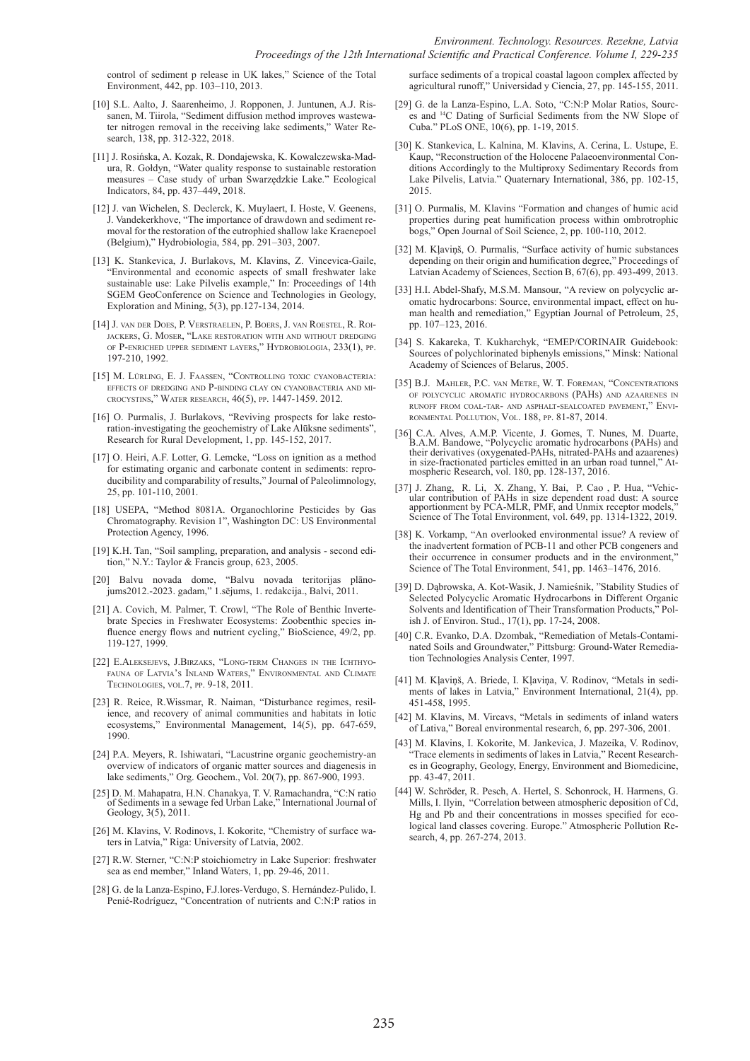control of sediment p release in UK lakes," Science of the Total Environment, 442, pp. 103–110, 2013.

[10] S.L. Aalto, J. Saarenheimo, J. Ropponen, J. Juntunen, A.J. Rissanen, M. Tiirola, "Sediment diffusion method improves wastewater nitrogen removal in the receiving lake sediments," Water Research, 138, pp. 312-322, 2018.

[11] J. Rosińska, A. Kozak, R. Dondajewska, K. Kowalczewska-Madura, R. Gołdyn, "Water quality response to sustainable restoration measures – Case study of urban Swarzędzkie Lake." Ecological Indicators, 84, pp. 437–449, 2018.

[12] J. van Wichelen, S. Declerck, K. Muylaert, I. Hoste, V. Geenens, J. Vandekerkhove, "The importance of drawdown and sediment removal for the restoration of the eutrophied shallow lake Kraenepoel (Belgium)," Hydrobiologia, 584, pp. 291–303, 2007.

[13] K. Stankevica, J. Burlakovs, M. Klavins, Z. Vincevica-Gaile, "Environmental and economic aspects of small freshwater lake sustainable use: Lake Pilvelis example," In: Proceedings of 14th SGEM GeoConference on Science and Technologies in Geology, Exploration and Mining, 5(3), pp.127-134, 2014.

[14] J. van der Does, P. Verstraelen, P. Boers, J. van Roestel, R. Roijackers, G. Moser, "Lake restoration with and without dredging of P-enriched upper sediment layers," Hydrobiologia, 233(1), pp. 197-210, 1992.

[15] M. Lürling, E. J. Faassen, "Controlling toxic cyanobacteria: effects of dredging and P-binding clay on cyanobacteria and microcystins," Water research, 46(5), pp. 1447-1459. 2012.

[16] O. Purmalis, J. Burlakovs, "Reviving prospects for lake restoration-investigating the geochemistry of Lake Alūksne sediments", Research for Rural Development, 1, pp. 145-152, 2017.

[17] O. Heiri, A.F. Lotter, G. Lemcke, "Loss on ignition as a method for estimating organic and carbonate content in sediments: reproducibility and comparability of results," Journal of Paleolimnology, 25, pp. 101-110, 2001.

[18] USEPA, "Method 8081A. Organochlorine Pesticides by Gas Chromatography. Revision 1", Washington DC: US Environmental Protection Agency, 1996.

[19] K.H. Tan, "Soil sampling, preparation, and analysis - second edition," N.Y.: Taylor & Francis group, 623, 2005.

[20] Balvu novada dome, "Balvu novada teritorijas plānojums2012.-2023. gadam," 1.sējums, 1. redakcija., Balvi, 2011.

[21] A. Covich, M. Palmer, T. Crowl, "The Role of Benthic Invertebrate Species in Freshwater Ecosystems: Zoobenthic species influence energy flows and nutrient cycling," BioScience, 49/2, pp. 119-127, 1999.

[22] E.Aleksejevs, J.Birzaks, "Long-term Changes in the Ichthyofauna of Latvia's Inland Waters," Environmental and Climate Technologies, vol.7, pp. 9-18, 2011.

[23] R. Reice, R.Wissmar, R. Naiman, "Disturbance regimes, resilience, and recovery of animal communities and habitats in lotic ecosystems," Environmental Management, 14(5), pp. 647-659, 1990.

[24] P.A. Meyers, R. Ishiwatari, "Lacustrine organic geochemistry-an overview of indicators of organic matter sources and diagenesis in lake sediments," Org. Geochem., Vol. 20(7), pp. 867-900, 1993.

[25] D. M. Mahapatra, H.N. Chanakya, T. V. Ramachandra, "C:N ratio of Sediments in a sewage fed Urban Lake," International Journal of Geology, 3(5), 2011.

[26] M. Klavins, V. Rodinovs, I. Kokorite, "Chemistry of surface waters in Latvia," Riga: University of Latvia, 2002.

[27] R.W. Sterner, "C:N:P stoichiometry in Lake Superior: freshwater sea as end member," Inland Waters, 1, pp. 29-46, 2011.

[28] G. de la Lanza-Espino, F.J.lores-Verdugo, S. Hernández-Pulido, I. Penié-Rodríguez, "Concentration of nutrients and C:N:P ratios in surface sediments of a tropical coastal lagoon complex affected by agricultural runoff," Universidad y Ciencia, 27, pp. 145-155, 2011.

[29] G. de la Lanza-Espino, L.A. Soto, "C:N:P Molar Ratios, Sources and $^{14}C$ Dating of Surficial Sediments from the NW Slope of Cuba." PLoS ONE, 10(6), pp. 1-19, 2015.

[30] K. Stankevica, L. Kalnina, M. Klavins, A. Cerina, L. Ustupe, E. Kaup, "Reconstruction of the Holocene Palaeoenvironmental Conditions Accordingly to the Multiproxy Sedimentary Records from Lake Pilvelis, Latvia." Quaternary International, 386, pp. 102-15, 2015.

[31] O. Purmalis, M. Klavins "Formation and changes of humic acid properties during peat humification process within ombrotrophic bogs," Open Journal of Soil Science, 2, pp. 100-110, 2012.

[32] M. Kļaviņš, O. Purmalis, "Surface activity of humic substances depending on their origin and humification degree," Proceedings of Latvian Academy of Sciences, Section B, 67(6), pp. 493-499, 2013.

[33] H.I. Abdel-Shafy, M.S.M. Mansour, "A review on polycyclic aromatic hydrocarbons: Source, environmental impact, effect on human health and remediation," Egyptian Journal of Petroleum, 25, pp. 107–123, 2016.

[34] S. Kakareka, T. Kukharchyk, "EMEP/CORINAIR Guidebook: Sources of polychlorinated biphenyls emissions," Minsk: National Academy of Sciences of Belarus, 2005.

[35] B.J. Mahler, P.C. van Metre, W. T. Foreman, "Concentrations of polycyclic aromatic hydrocarbons (PAHs) and azaarenes in runoff from coal-tar- and asphalt-sealcoated pavement," Environmental Pollution, Vol. 188, pp. 81-87, 2014.

[36] C.A. Alves, A.M.P. Vicente, J. Gomes, T. Nunes, M. Duarte, B.A.M. Bandowe, "Polycyclic aromatic hydrocarbons (PAHs) and their derivatives (oxygenated-PAHs, nitrated-PAHs and azaarenes) in size-fractionated particles emitted in an urban road tunnel," Atmospheric Research, vol. 180, pp. 128-137, 2016.

[37] J. Zhang, R. Li, X. Zhang, Y. Bai, P. Cao , P. Hua, "Vehicular contribution of PAHs in size dependent road dust: A source apportionment by PCA-MLR, PMF, and Unmix receptor models," Science of The Total Environment, vol. 649, pp. 1314-1322, 2019.

[38] K. Vorkamp, "An overlooked environmental issue? A review of the inadvertent formation of PCB-11 and other PCB congeners and their occurrence in consumer products and in the environment," Science of The Total Environment, 541, pp. 1463–1476, 2016.

[39] D. Dąbrowska, A. Kot-Wasik, J. Namieśnik, "Stability Studies of Selected Polycyclic Aromatic Hydrocarbons in Different Organic Solvents and Identification of Their Transformation Products," Polish J. of Environ. Stud., 17(1), pp. 17-24, 2008.

[40] C.R. Evanko, D.A. Dzombak, "Remediation of Metals-Contaminated Soils and Groundwater," Pittsburg: Ground-Water Remediation Technologies Analysis Center, 1997.

[41] M. Kļaviņš, A. Briede, I. Kļaviņa, V. Rodinov, "Metals in sediments of lakes in Latvia," Environment International, 21(4), pp. 451-458, 1995.

[42] M. Klavins, M. Vircavs, "Metals in sediments of inland waters of Lativa," Boreal environmental research, 6, pp. 297-306, 2001.

[43] M. Klavins, I. Kokorite, M. Jankevica, J. Mazeika, V. Rodinov, "Trace elements in sediments of lakes in Latvia," Recent Researches in Geography, Geology, Energy, Environment and Biomedicine, pp. 43-47, 2011.

[44] W. Schröder, R. Pesch, A. Hertel, S. Schonrock, H. Harmens, G. Mills, I. Ilyin, "Correlation between atmospheric deposition of Cd, Hg and Pb and their concentrations in mosses specified for ecological land classes covering. Europe." Atmospheric Pollution Research, 4, pp. 267-274, 2013.